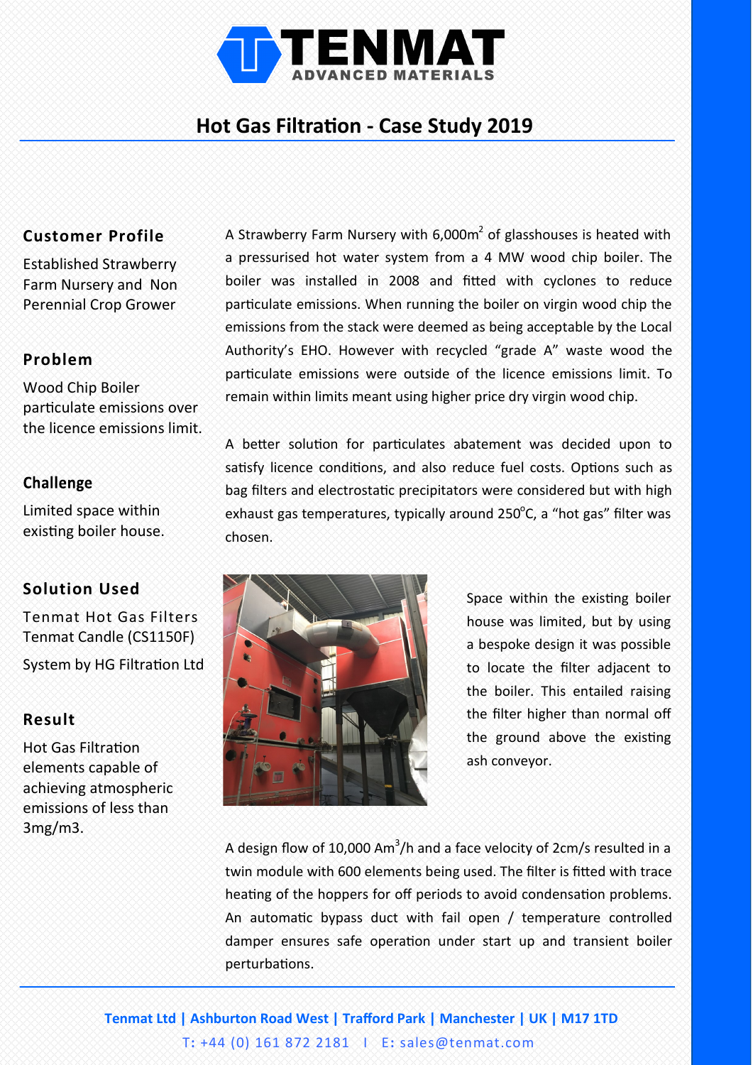# Hot Gas Filtration - Case Study 2019

## Customer Profile

Established Strawberry Farm Nursery and Non Perennial Crop Grower

## Problem

Wood Chip Boiler particulate emissions over the licence emissions limit.

## Challenge

Limited space within existing boiler house.

## Solution Used

Tenmat Hot Gas Filters Tenmat Candle (CS1150F)

System by HG Filtration Ltd

## Result

Hot Gas Filtration elements capable of achieving atmospheric emissions of less than 3mg/m3.

A Strawberry Farm Nursery with 6,000m$^2$ of glasshouses is heated with a pressurised hot water system from a 4 MW wood chip boiler. The boiler was installed in 2008 and fitted with cyclones to reduce particulate emissions. When running the boiler on virgin wood chip the emissions from the stack were deemed as being acceptable by the Local Authority's EHO. However with recycled "grade A" waste wood the particulate emissions were outside of the licence emissions limit. To remain within limits meant using higher price dry virgin wood chip.

A better solution for particulates abatement was decided upon to satisfy licence conditions, and also reduce fuel costs. Options such as bag filters and electrostatic precipitators were considered but with high exhaust gas temperatures, typically around 250$^o$C, a "hot gas" filter was chosen.

Space within the existing boiler house was limited, but by using a bespoke design it was possible to locate the filter adjacent to the boiler. This entailed raising the filter higher than normal off the ground above the existing ash conveyor.

A design flow of 10,000 Am$^3$/h and a face velocity of 2cm/s resulted in a twin module with 600 elements being used. The filter is fitted with trace heating of the hoppers for off periods to avoid condensation problems. An automatic bypass duct with fail open / temperature controlled damper ensures safe operation under start up and transient boiler perturbations.

**Tenmat Ltd | Ashburton Road West | Trafford Park | Manchester | UK | M17 1TD**

T: +44 (0) 161 872 2181 I E: sales@tenmat.com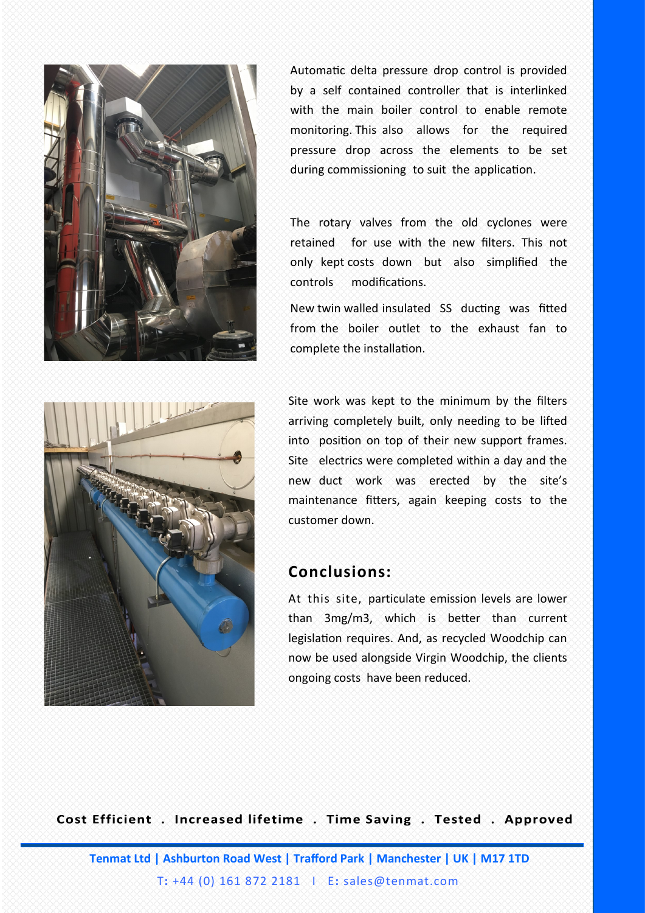Automatic delta pressure drop control is provided by a self contained controller that is interlinked with the main boiler control to enable remote monitoring. This also allows for the required pressure drop across the elements to be set during commissioning to suit the application.

The rotary valves from the old cyclones were retained for use with the new filters. This not only kept costs down but also simplified the controls modifications.

New twin walled insulated SS ducting was fitted from the boiler outlet to the exhaust fan to complete the installation.

Site work was kept to the minimum by the filters arriving completely built, only needing to be lifted into position on top of their new support frames. Site electrics were completed within a day and the new duct work was erected by the site's maintenance fitters, again keeping costs to the customer down.

## Conclusions:

At this site, particulate emission levels are lower than 3mg/m3, which is better than current legislation requires. And, as recycled Woodchip can now be used alongside Virgin Woodchip, the clients ongoing costs have been reduced.

**Cost Efficient . Increased lifetime . Time Saving . Tested . Approved**

**Tenmat Ltd | Ashburton Road West | Trafford Park | Manchester | UK | M17 1TD**

T: +44 (0) 161 872 2181 I E: sales@tenmat.com